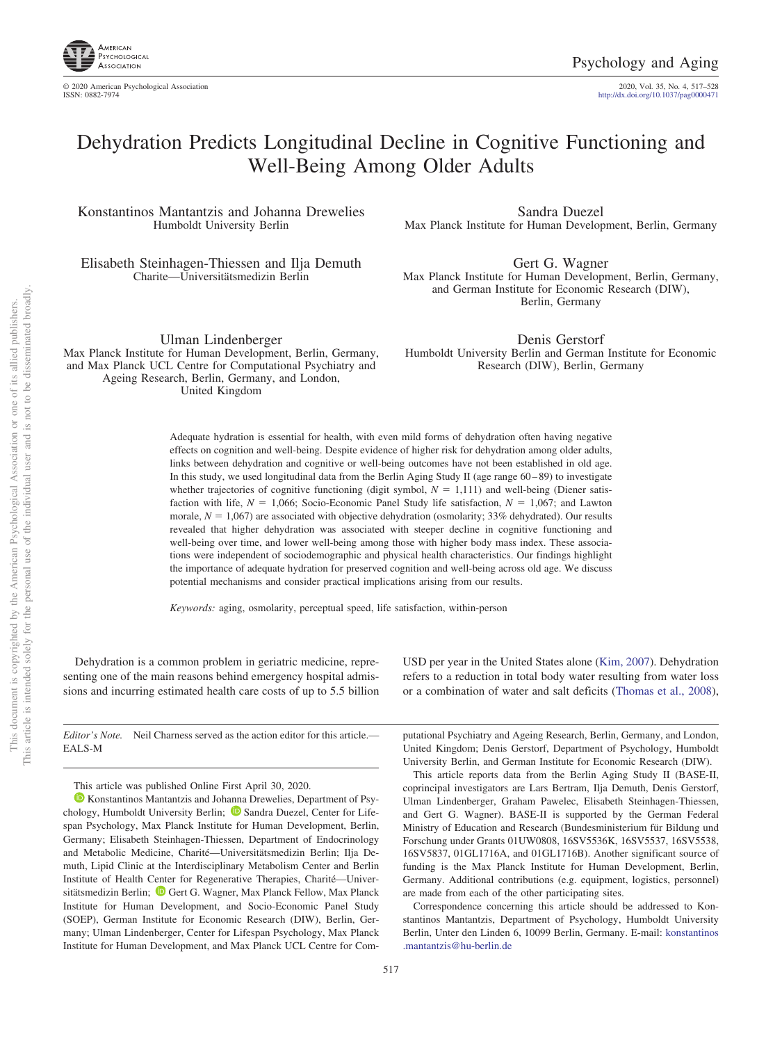# Dehydration Predicts Longitudinal Decline in Cognitive Functioning and Well-Being Among Older Adults

Konstantinos Mantantzis and Johanna Drewelies
Humboldt University Berlin

Sandra Duezel
Max Planck Institute for Human Development, Berlin, Germany

Elisabeth Steinhagen-Thiessen and Ilja Demuth
Charite—Universitätsmedizin Berlin

Gert G. Wagner
Max Planck Institute for Human Development, Berlin, Germany, and German Institute for Economic Research (DIW), Berlin, Germany

Ulman Lindenberger
Max Planck Institute for Human Development, Berlin, Germany, and Max Planck UCL Centre for Computational Psychiatry and Ageing Research, Berlin, Germany, and London, United Kingdom

Denis Gerstorf
Humboldt University Berlin and German Institute for Economic Research (DIW), Berlin, Germany

Adequate hydration is essential for health, with even mild forms of dehydration often having negative effects on cognition and well-being. Despite evidence of higher risk for dehydration among older adults, links between dehydration and cognitive or well-being outcomes have not been established in old age. In this study, we used longitudinal data from the Berlin Aging Study II (age range 60–89) to investigate whether trajectories of cognitive functioning (digit symbol, $N = 1,111$) and well-being (Diener satisfaction with life, $N = 1,066$; Socio-Economic Panel Study life satisfaction, $N = 1,067$; and Lawton morale, $N = 1,067$) are associated with objective dehydration (osmolarity; 33% dehydrated). Our results revealed that higher dehydration was associated with steeper decline in cognitive functioning and well-being over time, and lower well-being among those with higher body mass index. These associations were independent of sociodemographic and physical health characteristics. Our findings highlight the importance of adequate hydration for preserved cognition and well-being across old age. We discuss potential mechanisms and consider practical implications arising from our results.

*Keywords:* aging, osmolarity, perceptual speed, life satisfaction, within-person

Dehydration is a common problem in geriatric medicine, representing one of the main reasons behind emergency hospital admissions and incurring estimated health care costs of up to 5.5 billion USD per year in the United States alone (Kim, 2007). Dehydration refers to a reduction in total body water resulting from water loss or a combination of water and salt deficits (Thomas et al., 2008),

*Editor's Note.* Neil Charness served as the action editor for this article.—EALS-M

This article was published Online First April 30, 2020.

Konstantinos Mantantzis and Johanna Drewelies, Department of Psychology, Humboldt University Berlin; Sandra Duezel, Center for Lifespan Psychology, Max Planck Institute for Human Development, Berlin, Germany; Elisabeth Steinhagen-Thiessen, Department of Endocrinology and Metabolic Medicine, Charité—Universitätsmedizin Berlin; Ilja Demuth, Lipid Clinic at the Interdisciplinary Metabolism Center and Berlin Institute of Health Center for Regenerative Therapies, Charité—Universitätsmedizin Berlin; Gert G. Wagner, Max Planck Fellow, Max Planck Institute for Human Development, and Socio-Economic Panel Study (SOEP), German Institute for Economic Research (DIW), Berlin, Germany; Ulman Lindenberger, Center for Lifespan Psychology, Max Planck Institute for Human Development, and Max Planck UCL Centre for Computational Psychiatry and Ageing Research, Berlin, Germany, and London, United Kingdom; Denis Gerstorf, Department of Psychology, Humboldt University Berlin, and German Institute for Economic Research (DIW).

This article reports data from the Berlin Aging Study II (BASE-II, coprincipal investigators are Lars Bertram, Ilja Demuth, Denis Gerstorf, Ulman Lindenberger, Graham Pawelec, Elisabeth Steinhagen-Thiessen, and Gert G. Wagner). BASE-II is supported by the German Federal Ministry of Education and Research (Bundesministerium für Bildung und Forschung under Grants 01UW0808, 16SV5536K, 16SV5537, 16SV5538, 16SV5837, 01GL1716A, and 01GL1716B). Another significant source of funding is the Max Planck Institute for Human Development, Berlin, Germany. Additional contributions (e.g. equipment, logistics, personnel) are made from each of the other participating sites.

Correspondence concerning this article should be addressed to Konstantinos Mantantzis, Department of Psychology, Humboldt University Berlin, Unter den Linden 6, 10099 Berlin, Germany. E-mail: konstantinos.mantantzis@hu-berlin.de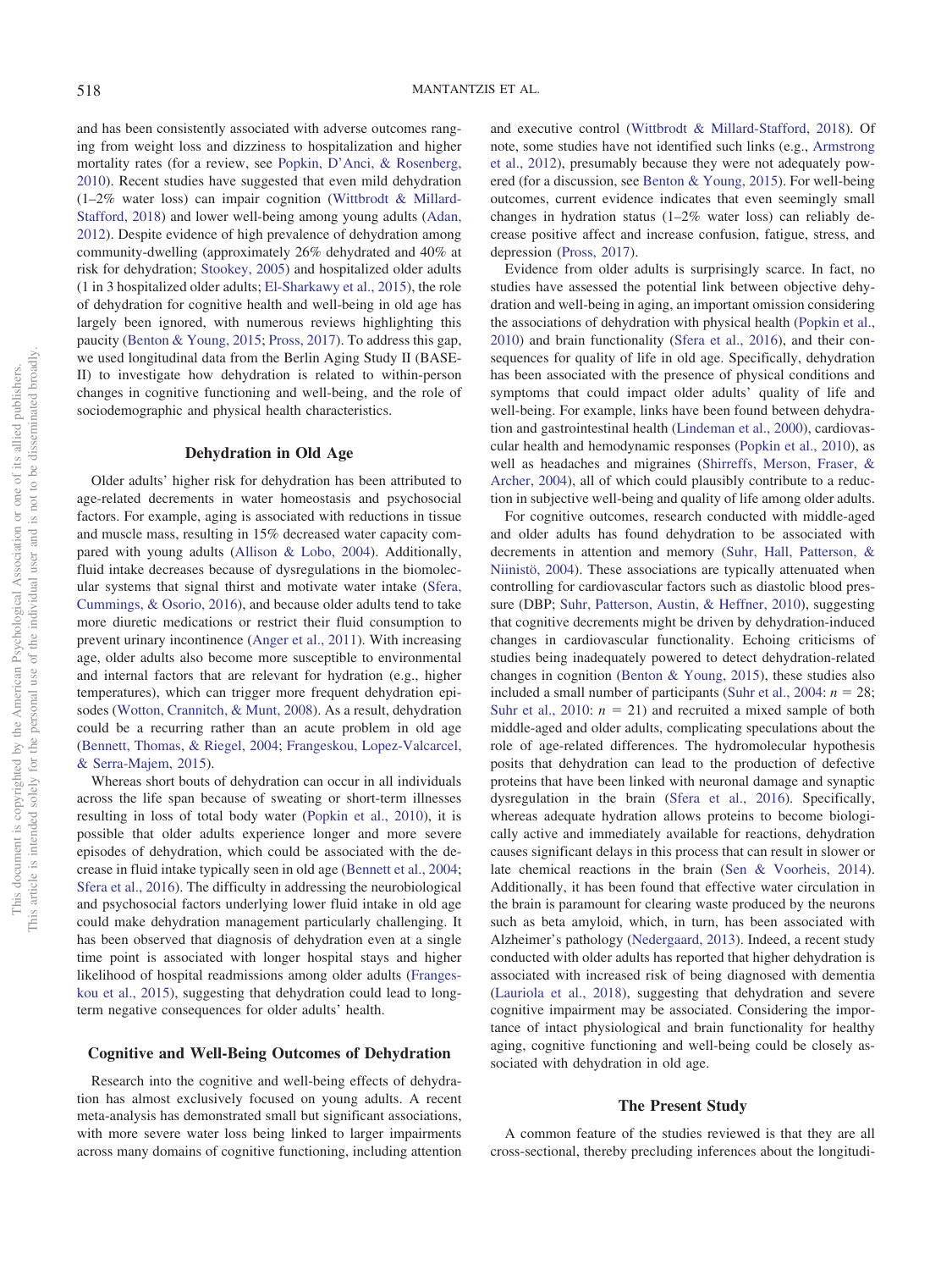and has been consistently associated with adverse outcomes ranging from weight loss and dizziness to hospitalization and higher mortality rates (for a review, see Popkin, D'Anci, & Rosenberg, 2010). Recent studies have suggested that even mild dehydration (1–2% water loss) can impair cognition (Wittbrodt & Millard-Stafford, 2018) and lower well-being among young adults (Adan, 2012). Despite evidence of high prevalence of dehydration among community-dwelling (approximately 26% dehydrated and 40% at risk for dehydration; Stookey, 2005) and hospitalized older adults (1 in 3 hospitalized older adults; El-Sharkawy et al., 2015), the role of dehydration for cognitive health and well-being in old age has largely been ignored, with numerous reviews highlighting this paucity (Benton & Young, 2015; Pross, 2017). To address this gap, we used longitudinal data from the Berlin Aging Study II (BASE-II) to investigate how dehydration is related to within-person changes in cognitive functioning and well-being, and the role of sociodemographic and physical health characteristics.

## Dehydration in Old Age

Older adults' higher risk for dehydration has been attributed to age-related decrements in water homeostasis and psychosocial factors. For example, aging is associated with reductions in tissue and muscle mass, resulting in 15% decreased water capacity compared with young adults (Allison & Lobo, 2004). Additionally, fluid intake decreases because of dysregulations in the biomolecular systems that signal thirst and motivate water intake (Sfera, Cummings, & Osorio, 2016), and because older adults tend to take more diuretic medications or restrict their fluid consumption to prevent urinary incontinence (Anger et al., 2011). With increasing age, older adults also become more susceptible to environmental and internal factors that are relevant for hydration (e.g., higher temperatures), which can trigger more frequent dehydration episodes (Wotton, Crannitch, & Munt, 2008). As a result, dehydration could be a recurring rather than an acute problem in old age (Bennett, Thomas, & Riegel, 2004; Frangeskou, Lopez-Valcarcel, & Serra-Majem, 2015).

Whereas short bouts of dehydration can occur in all individuals across the life span because of sweating or short-term illnesses resulting in loss of total body water (Popkin et al., 2010), it is possible that older adults experience longer and more severe episodes of dehydration, which could be associated with the decrease in fluid intake typically seen in old age (Bennett et al., 2004; Sfera et al., 2016). The difficulty in addressing the neurobiological and psychosocial factors underlying lower fluid intake in old age could make dehydration management particularly challenging. It has been observed that diagnosis of dehydration even at a single time point is associated with longer hospital stays and higher likelihood of hospital readmissions among older adults (Frangeskou et al., 2015), suggesting that dehydration could lead to long-term negative consequences for older adults' health.

## Cognitive and Well-Being Outcomes of Dehydration

Research into the cognitive and well-being effects of dehydration has almost exclusively focused on young adults. A recent meta-analysis has demonstrated small but significant associations, with more severe water loss being linked to larger impairments across many domains of cognitive functioning, including attention and executive control (Wittbrodt & Millard-Stafford, 2018). Of note, some studies have not identified such links (e.g., Armstrong et al., 2012), presumably because they were not adequately powered (for a discussion, see Benton & Young, 2015). For well-being outcomes, current evidence indicates that even seemingly small changes in hydration status (1–2% water loss) can reliably decrease positive affect and increase confusion, fatigue, stress, and depression (Pross, 2017).

Evidence from older adults is surprisingly scarce. In fact, no studies have assessed the potential link between objective dehydration and well-being in aging, an important omission considering the associations of dehydration with physical health (Popkin et al., 2010) and brain functionality (Sfera et al., 2016), and their consequences for quality of life in old age. Specifically, dehydration has been associated with the presence of physical conditions and symptoms that could impact older adults' quality of life and well-being. For example, links have been found between dehydration and gastrointestinal health (Lindeman et al., 2000), cardiovascular health and hemodynamic responses (Popkin et al., 2010), as well as headaches and migraines (Shirreffs, Merson, Fraser, & Archer, 2004), all of which could plausibly contribute to a reduction in subjective well-being and quality of life among older adults.

For cognitive outcomes, research conducted with middle-aged and older adults has found dehydration to be associated with decrements in attention and memory (Suhr, Hall, Patterson, & Niinistö, 2004). These associations are typically attenuated when controlling for cardiovascular factors such as diastolic blood pressure (DBP; Suhr, Patterson, Austin, & Heffner, 2010), suggesting that cognitive decrements might be driven by dehydration-induced changes in cardiovascular functionality. Echoing criticisms of studies being inadequately powered to detect dehydration-related changes in cognition (Benton & Young, 2015), these studies also included a small number of participants (Suhr et al., 2004: $n = 28$; Suhr et al., 2010: $n = 21$) and recruited a mixed sample of both middle-aged and older adults, complicating speculations about the role of age-related differences. The hydromolecular hypothesis posits that dehydration can lead to the production of defective proteins that have been linked with neuronal damage and synaptic dysregulation in the brain (Sfera et al., 2016). Specifically, whereas adequate hydration allows proteins to become biologically active and immediately available for reactions, dehydration causes significant delays in this process that can result in slower or late chemical reactions in the brain (Sen & Voorheis, 2014). Additionally, it has been found that effective water circulation in the brain is paramount for clearing waste produced by the neurons such as beta amyloid, which, in turn, has been associated with Alzheimer's pathology (Nedergaard, 2013). Indeed, a recent study conducted with older adults has reported that higher dehydration is associated with increased risk of being diagnosed with dementia (Lauriola et al., 2018), suggesting that dehydration and severe cognitive impairment may be associated. Considering the importance of intact physiological and brain functionality for healthy aging, cognitive functioning and well-being could be closely associated with dehydration in old age.

## The Present Study

A common feature of the studies reviewed is that they are all cross-sectional, thereby precluding inferences about the longitudi-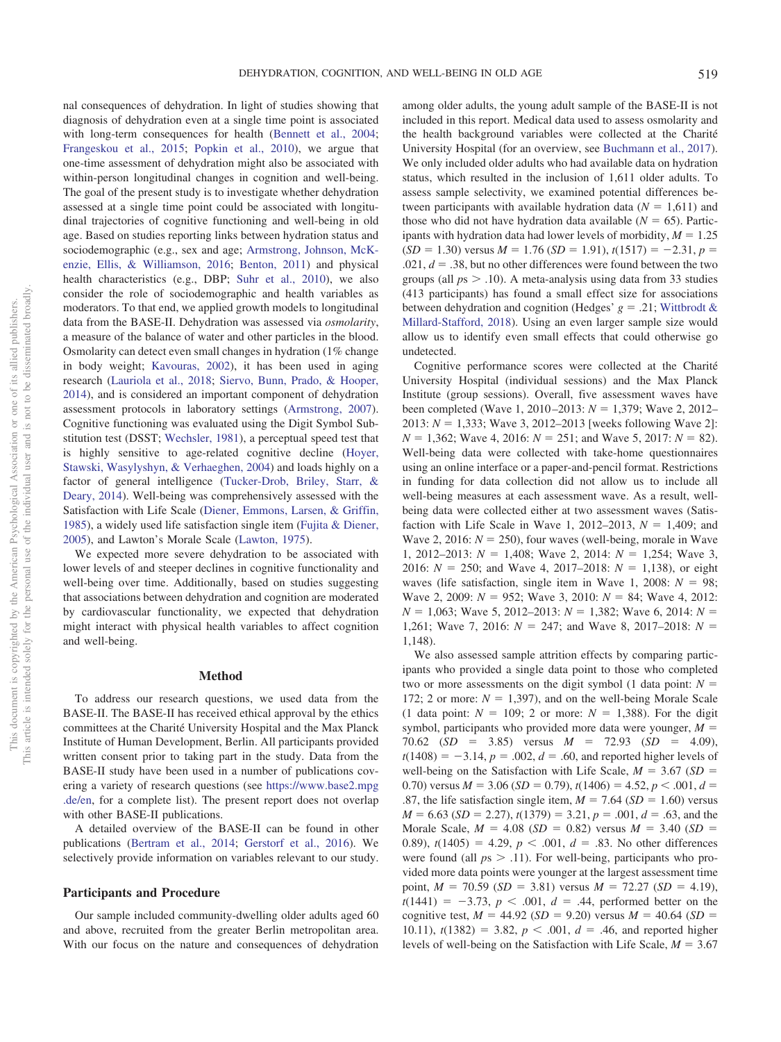nal consequences of dehydration. In light of studies showing that diagnosis of dehydration even at a single time point is associated with long-term consequences for health (Bennett et al., 2004; Frangeskou et al., 2015; Popkin et al., 2010), we argue that one-time assessment of dehydration might also be associated with within-person longitudinal changes in cognition and well-being. The goal of the present study is to investigate whether dehydration assessed at a single time point could be associated with longitudinal trajectories of cognitive functioning and well-being in old age. Based on studies reporting links between hydration status and sociodemographic (e.g., sex and age; Armstrong, Johnson, McKenzie, Ellis, & Williamson, 2016; Benton, 2011) and physical health characteristics (e.g., DBP; Suhr et al., 2010), we also consider the role of sociodemographic and health variables as moderators. To that end, we applied growth models to longitudinal data from the BASE-II. Dehydration was assessed via *osmolarity*, a measure of the balance of water and other particles in the blood. Osmolarity can detect even small changes in hydration (1% change in body weight; Kavouras, 2002), it has been used in aging research (Lauriola et al., 2018; Siervo, Bunn, Prado, & Hooper, 2014), and is considered an important component of dehydration assessment protocols in laboratory settings (Armstrong, 2007). Cognitive functioning was evaluated using the Digit Symbol Substitution test (DSST; Wechsler, 1981), a perceptual speed test that is highly sensitive to age-related cognitive decline (Hoyer, Stawski, Wasylyshyn, & Verhaeghen, 2004) and loads highly on a factor of general intelligence (Tucker-Drob, Briley, Starr, & Deary, 2014). Well-being was comprehensively assessed with the Satisfaction with Life Scale (Diener, Emmons, Larsen, & Griffin, 1985), a widely used life satisfaction single item (Fujita & Diener, 2005), and Lawton's Morale Scale (Lawton, 1975).

We expected more severe dehydration to be associated with lower levels of and steeper declines in cognitive functionality and well-being over time. Additionally, based on studies suggesting that associations between dehydration and cognition are moderated by cardiovascular functionality, we expected that dehydration might interact with physical health variables to affect cognition and well-being.

## Method

To address our research questions, we used data from the BASE-II. The BASE-II has received ethical approval by the ethics committees at the Charité University Hospital and the Max Planck Institute of Human Development, Berlin. All participants provided written consent prior to taking part in the study. Data from the BASE-II study have been used in a number of publications covering a variety of research questions (see https://www.base2.mpg.de/en, for a complete list). The present report does not overlap with other BASE-II publications.

A detailed overview of the BASE-II can be found in other publications (Bertram et al., 2014; Gerstorf et al., 2016). We selectively provide information on variables relevant to our study.

### Participants and Procedure

Our sample included community-dwelling older adults aged 60 and above, recruited from the greater Berlin metropolitan area. With our focus on the nature and consequences of dehydration among older adults, the young adult sample of the BASE-II is not included in this report. Medical data used to assess osmolarity and the health background variables were collected at the Charité University Hospital (for an overview, see Buchmann et al., 2017). We only included older adults who had available data on hydration status, which resulted in the inclusion of 1,611 older adults. To assess sample selectivity, we examined potential differences between participants with available hydration data ($N = 1,611$) and those who did not have hydration data available ($N = 65$). Participants with hydration data had lower levels of morbidity, $M = 1.25$ ($SD = 1.30$) versus $M = 1.76$ ($SD = 1.91$), $t(1517) = -2.31$, $p = .021$, $d = .38$, but no other differences were found between the two groups (all $ps > .10$). A meta-analysis using data from 33 studies (413 participants) has found a small effect size for associations between dehydration and cognition (Hedges' $g = .21$; Wittbrodt & Millard-Stafford, 2018). Using an even larger sample size would allow us to identify even small effects that could otherwise go undetected.

Cognitive performance scores were collected at the Charité University Hospital (individual sessions) and the Max Planck Institute (group sessions). Overall, five assessment waves have been completed (Wave 1, 2010–2013: $N = 1,379$; Wave 2, 2012–2013: $N = 1,333$; Wave 3, 2012–2013 [weeks following Wave 2]: $N = 1,362$; Wave 4, 2016: $N = 251$; and Wave 5, 2017: $N = 82$). Well-being data were collected with take-home questionnaires using an online interface or a paper-and-pencil format. Restrictions in funding for data collection did not allow us to include all well-being measures at each assessment wave. As a result, well-being data were collected either at two assessment waves (Satisfaction with Life Scale in Wave 1, 2012–2013, $N = 1,409$; and Wave 2, 2016: $N = 250$), four waves (well-being, morale in Wave 1, 2012–2013: $N = 1,408$; Wave 2, 2014: $N = 1,254$; Wave 3, 2016: $N = 250$; and Wave 4, 2017–2018: $N = 1,138$), or eight waves (life satisfaction, single item in Wave 1, 2008: $N = 98$; Wave 2, 2009: $N = 952$; Wave 3, 2010: $N = 84$; Wave 4, 2012: $N = 1,063$; Wave 5, 2012–2013: $N = 1,382$; Wave 6, 2014: $N = 1,261$; Wave 7, 2016: $N = 247$; and Wave 8, 2017–2018: $N = 1,148$).

We also assessed sample attrition effects by comparing participants who provided a single data point to those who completed two or more assessments on the digit symbol (1 data point: $N = 172$; 2 or more: $N = 1,397$), and on the well-being Morale Scale (1 data point: $N = 109$; 2 or more: $N = 1,388$). For the digit symbol, participants who provided more data were younger, $M = 70.62$ ($SD = 3.85$) versus $M = 72.93$ ($SD = 4.09$), $t(1408) = -3.14$, $p = .002$, $d = .60$, and reported higher levels of well-being on the Satisfaction with Life Scale, $M = 3.67$ ($SD = 0.70$) versus $M = 3.06$ ($SD = 0.79$), $t(1406) = 4.52$, $p < .001$, $d = .87$, the life satisfaction single item, $M = 7.64$ ($SD = 1.60$) versus $M = 6.63$ ($SD = 2.27$), $t(1379) = 3.21$, $p = .001$, $d = .63$, and the Morale Scale, $M = 4.08$ ($SD = 0.82$) versus $M = 3.40$ ($SD = 0.89$), $t(1405) = 4.29$, $p < .001$, $d = .83$. No other differences were found (all $ps > .11$). For well-being, participants who provided more data points were younger at the largest assessment time point, $M = 70.59$ ($SD = 3.81$) versus $M = 72.27$ ($SD = 4.19$), $t(1441) = -3.73$, $p < .001$, $d = .44$, performed better on the cognitive test, $M = 44.92$ ($SD = 9.20$) versus $M = 40.64$ ($SD = 10.11$), $t(1382) = 3.82$, $p < .001$, $d = .46$, and reported higher levels of well-being on the Satisfaction with Life Scale, $M = 3.67$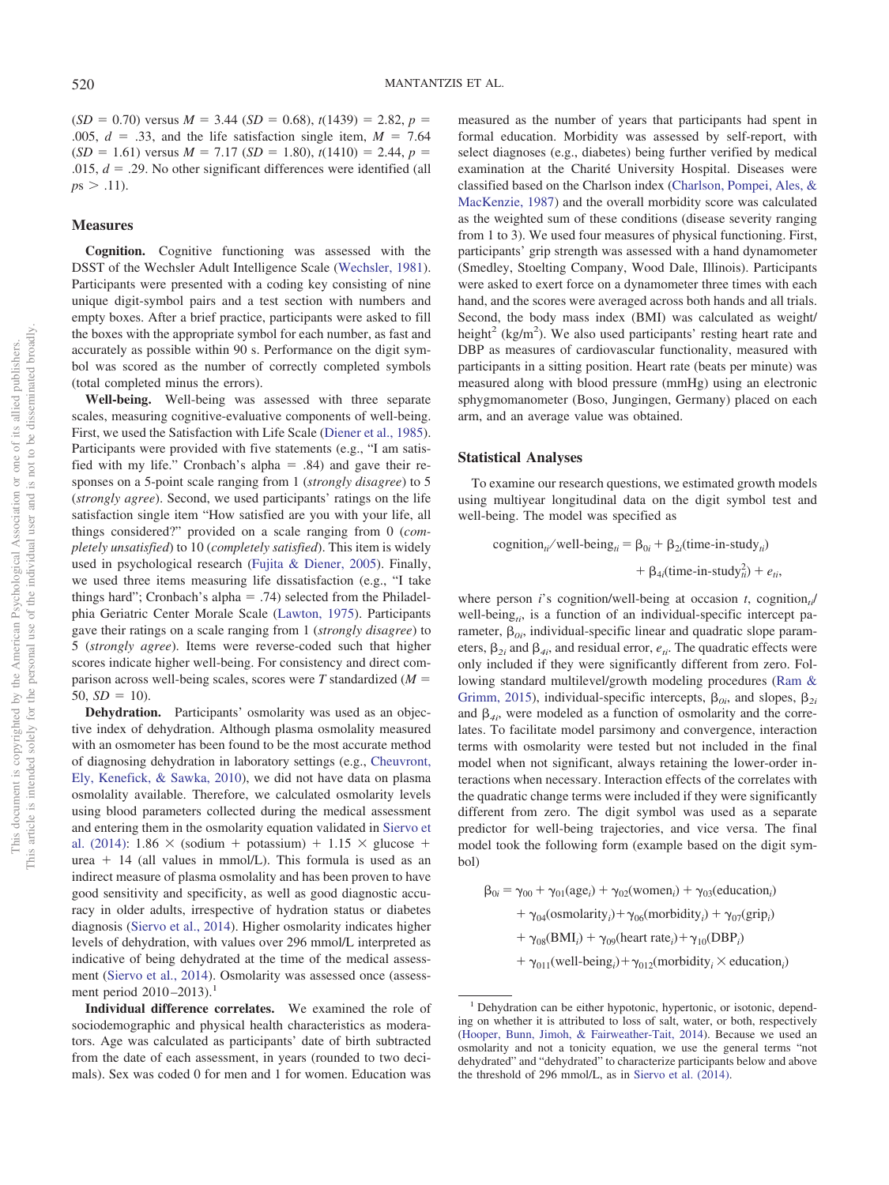($SD$ = 0.70) versus $M$ = 3.44 ($SD$ = 0.68), $t(1439)$ = 2.82, $p$ = .005, $d$ = .33, and the life satisfaction single item, $M$ = 7.64 ($SD$ = 1.61) versus $M$ = 7.17 ($SD$ = 1.80), $t(1410)$ = 2.44, $p$ = .015, $d$ = .29. No other significant differences were identified (all $ps$ > .11).

## Measures

**Cognition.** Cognitive functioning was assessed with the DSST of the Wechsler Adult Intelligence Scale (Wechsler, 1981). Participants were presented with a coding key consisting of nine unique digit-symbol pairs and a test section with numbers and empty boxes. After a brief practice, participants were asked to fill the boxes with the appropriate symbol for each number, as fast and accurately as possible within 90 s. Performance on the digit symbol was scored as the number of correctly completed symbols (total completed minus the errors).

**Well-being.** Well-being was assessed with three separate scales, measuring cognitive-evaluative components of well-being. First, we used the Satisfaction with Life Scale (Diener et al., 1985). Participants were provided with five statements (e.g., "I am satisfied with my life." Cronbach's alpha = .84) and gave their responses on a 5-point scale ranging from 1 (*strongly disagree*) to 5 (*strongly agree*). Second, we used participants' ratings on the life satisfaction single item "How satisfied are you with your life, all things considered?" provided on a scale ranging from 0 (*completely unsatisfied*) to 10 (*completely satisfied*). This item is widely used in psychological research (Fujita & Diener, 2005). Finally, we used three items measuring life dissatisfaction (e.g., "I take things hard"; Cronbach's alpha = .74) selected from the Philadelphia Geriatric Center Morale Scale (Lawton, 1975). Participants gave their ratings on a scale ranging from 1 (*strongly disagree*) to 5 (*strongly agree*). Items were reverse-coded such that higher scores indicate higher well-being. For consistency and direct comparison across well-being scales, scores were $T$ standardized ($M$ = 50, $SD$ = 10).

**Dehydration.** Participants' osmolarity was used as an objective index of dehydration. Although plasma osmolality measured with an osmometer has been found to be the most accurate method of diagnosing dehydration in laboratory settings (e.g., Cheuvront, Ely, Kenefick, & Sawka, 2010), we did not have data on plasma osmolality available. Therefore, we calculated osmolarity levels using blood parameters collected during the medical assessment and entering them in the osmolarity equation validated in Siervo et al. (2014): 1.86 × (sodium + potassium) + 1.15 × glucose + urea + 14 (all values in mmol/L). This formula is used as an indirect measure of plasma osmolality and has been proven to have good sensitivity and specificity, as well as good diagnostic accuracy in older adults, irrespective of hydration status or diabetes diagnosis (Siervo et al., 2014). Higher osmolarity indicates higher levels of dehydration, with values over 296 mmol/L interpreted as indicative of being dehydrated at the time of the medical assessment (Siervo et al., 2014). Osmolarity was assessed once (assessment period 2010–2013).[1]

**Individual difference correlates.** We examined the role of sociodemographic and physical health characteristics as moderators. Age was calculated as participants' date of birth subtracted from the date of each assessment, in years (rounded to two decimals). Sex was coded 0 for men and 1 for women. Education was measured as the number of years that participants had spent in formal education. Morbidity was assessed by self-report, with select diagnoses (e.g., diabetes) being further verified by medical examination at the Charité University Hospital. Diseases were classified based on the Charlson index (Charlson, Pompei, Ales, & MacKenzie, 1987) and the overall morbidity score was calculated as the weighted sum of these conditions (disease severity ranging from 1 to 3). We used four measures of physical functioning. First, participants' grip strength was assessed with a hand dynamometer (Smedley, Stoelting Company, Wood Dale, Illinois). Participants were asked to exert force on a dynamometer three times with each hand, and the scores were averaged across both hands and all trials. Second, the body mass index (BMI) was calculated as weight/height$^2$ (kg/m$^2$). We also used participants' resting heart rate and DBP as measures of cardiovascular functionality, measured with participants in a sitting position. Heart rate (beats per minute) was measured along with blood pressure (mmHg) using an electronic sphygmomanometer (Boso, Jungingen, Germany) placed on each arm, and an average value was obtained.

## Statistical Analyses

To examine our research questions, we estimated growth models using multiyear longitudinal data on the digit symbol test and well-being. The model was specified as

$$\text{cognition}_{ti}/\text{well-being}_{ti} = \beta_{0i} + \beta_{2i}(\text{time-in-study}_{ti}) + \beta_{4i}(\text{time-in-study}^2_{ti}) + e_{ti},$$

where person $i$'s cognition/well-being at occasion $t$, cognition$_{ti}$/well-being$_{ti}$, is a function of an individual-specific intercept parameter, $\beta_{0i}$, individual-specific linear and quadratic slope parameters, $\beta_{2i}$ and $\beta_{4i}$, and residual error, $e_{ti}$. The quadratic effects were only included if they were significantly different from zero. Following standard multilevel/growth modeling procedures (Ram & Grimm, 2015), individual-specific intercepts, $\beta_{0i}$, and slopes, $\beta_{2i}$ and $\beta_{4i}$, were modeled as a function of osmolarity and the correlates. To facilitate model parsimony and convergence, interaction terms with osmolarity were tested but not included in the final model when not significant, always retaining the lower-order interactions when necessary. Interaction effects of the correlates with the quadratic change terms were included if they were significantly different from zero. The digit symbol was used as a separate predictor for well-being trajectories, and vice versa. The final model took the following form (example based on the digit symbol)

$$\begin{aligned}
\beta_{0i} = {} & \gamma_{00} + \gamma_{01}(\text{age}_i) + \gamma_{02}(\text{women}_i) + \gamma_{03}(\text{education}_i) \\
& + \gamma_{04}(\text{osmolarity}_i) + \gamma_{06}(\text{morbidity}_i) + \gamma_{07}(\text{grip}_i) \\
& + \gamma_{08}(\text{BMI}_i) + \gamma_{09}(\text{heart rate}_i) + \gamma_{10}(\text{DBP}_i) \\
& + \gamma_{011}(\text{well-being}_i) + \gamma_{012}(\text{morbidity}_i \times \text{education}_i)
\end{aligned}$$

[1] Dehydration can be either hypotonic, hypertonic, or isotonic, depending on whether it is attributed to loss of salt, water, or both, respectively (Hooper, Bunn, Jimoh, & Fairweather-Tait, 2014). Because we used an osmolarity and not a tonicity equation, we use the general terms "not dehydrated" and "dehydrated" to characterize participants below and above the threshold of 296 mmol/L, as in Siervo et al. (2014).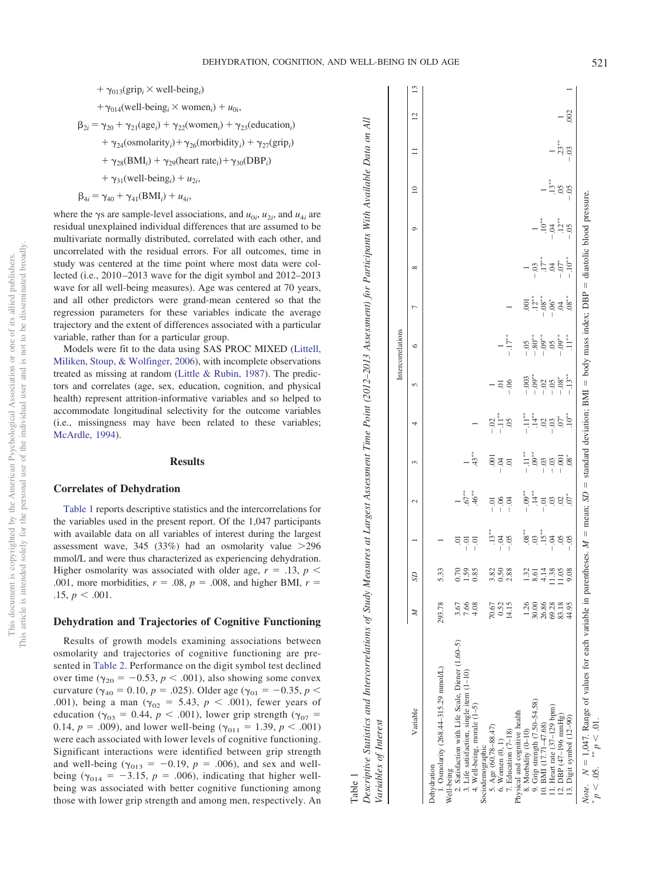$+ \gamma_{013}(\text{grip}_i \times \text{well-being}_i)$

$+ \gamma_{014}(\text{well-being}_i \times \text{women}_i) + u_{0i},$

$$\beta_{2i} = \gamma_{20} + \gamma_{21}(\text{age}_i) + \gamma_{22}(\text{women}_i) + \gamma_{23}(\text{education}_i)$$

$$+ \gamma_{24}(\text{osmolarity}_i) + \gamma_{26}(\text{morbidity}_i) + \gamma_{27}(\text{grip}_i)$$

$$+ \gamma_{28}(\text{BMI}_i) + \gamma_{29}(\text{heart rate}_i) + \gamma_{30}(\text{DBP}_i)$$

$$+ \gamma_{31}(\text{well-being}_i) + u_{2i},$$

$$\beta_{4i} = \gamma_{40} + \gamma_{41}(\text{BMI}_i) + u_{4i},$$

where the γs are sample-level associations, and $u_{0i}$, $u_{2i}$, and $u_{4i}$ are residual unexplained individual differences that are assumed to be multivariate normally distributed, correlated with each other, and uncorrelated with the residual errors. For all outcomes, time in study was centered at the time point where most data were collected (i.e., 2010–2013 wave for the digit symbol and 2012–2013 wave for all well-being measures). Age was centered at 70 years, and all other predictors were grand-mean centered so that the regression parameters for these variables indicate the average trajectory and the extent of differences associated with a particular variable, rather than for a particular group.

Models were fit to the data using SAS PROC MIXED (Littell, Miliken, Stoup, & Wolfinger, 2006), with incomplete observations treated as missing at random (Little & Rubin, 1987). The predictors and correlates (age, sex, education, cognition, and physical health) represent attrition-informative variables and so helped to accommodate longitudinal selectivity for the outcome variables (i.e., missingness may have been related to these variables; McArdle, 1994).

## Results

### Correlates of Dehydration

Table 1 reports descriptive statistics and the intercorrelations for the variables used in the present report. Of the 1,047 participants with available data on all variables of interest during the largest assessment wave, 345 (33%) had an osmolarity value >296 mmol/L and were thus characterized as experiencing dehydration. Higher osmolarity was associated with older age, $r = .13$, $p < .001$, more morbidities, $r = .08$, $p = .008$, and higher BMI, $r = .15$, $p < .001$.

### Dehydration and Trajectories of Cognitive Functioning

Results of growth models examining associations between osmolarity and trajectories of cognitive functioning are presented in Table 2. Performance on the digit symbol test declined over time ($\gamma_{20} = -0.53$, $p < .001$), also showing some convex curvature ($\gamma_{40} = 0.10$, $p = .025$). Older age ($\gamma_{01} = -0.35$, $p < .001$), being a man ($\gamma_{02} = 5.43$, $p < .001$), fewer years of education ($\gamma_{03} = 0.44$, $p < .001$), lower grip strength ($\gamma_{07} = 0.14$, $p = .009$), and lower well-being ($\gamma_{011} = 1.39$, $p < .001$) were each associated with lower levels of cognitive functioning. Significant interactions were identified between grip strength and well-being ($\gamma_{013} = -0.19$, $p = .006$), and sex and well-being ($\gamma_{014} = -3.15$, $p = .006$), indicating that higher well-being was associated with better cognitive functioning among those with lower grip strength and among men, respectively. An

Table 1
*Descriptive Statistics and Intercorrelations of Study Measures at Largest Assessment Time Point (2012–2013 Assessment) for Participants With Available Data on All Variables of Interest*

| Variable | *M* | *SD* | Intercorrelations 1 | 2 | 3 | 4 | 5 | 6 | 7 | 8 | 9 | 10 | 11 | 12 | 13 |
|---|---|---|---|---|---|---|---|---|---|---|---|---|---|---|---|
| Dehydration | | | | | | | | | | | | | | | |
| 1. Osmolarity (268.44–315.29 mmol/L) | 293.78 | 5.33 | 1 | | | | | | | | | | | | |
| Well-being | | | | | | | | | | | | | | | |
| 2. Satisfaction with Life Scale, Diener (1.60–5) | 3.67 | 0.70 | .01 | 1 | | | | | | | | | | | |
| 3. Life satisfaction, single item (1–10) | 7.66 | 1.59 | −.01 | .67** | 1 | | | | | | | | | | |
| 4. Well-being, morale (1–5) | 4.08 | 0.85 | −.01 | .46** | .43** | 1 | | | | | | | | | |
| Sociodemographic | | | | | | | | | | | | | | | |
| 5. Age (60.78–88.47) | 70.67 | 3.82 | .13** | −.01 | .001 | −.02 | 1 | | | | | | | | |
| 6. Women (0, 1) | 0.52 | 0.50 | −.04 | −.06 | −.04 | −.11** | .01 | 1 | | | | | | | |
| 7. Education (7–18) | 14.15 | 2.88 | −.05 | −.04 | .01 | .05 | −.06 | −.17** | 1 | | | | | | |
| Physical and cognitive health | | | | | | | | | | | | | | | |
| 8. Morbidity (0–10) | 1.26 | 1.32 | .08** | −.09** | −.11** | −.11** | −.003 | −.05 | .001 | 1 | | | | | |
| 9. Grip strength (7.50–54.58) | 30.00 | 8.61 | .03 | .14** | .09** | .14** | −.09** | −.80** | .12** | −.03 | 1 | | | | |
| 10. BMI (17.71–47.68) | 26.86 | 4.14 | .15** | −.01 | −.03 | .02 | −.02 | −.09** | −.08** | .17** | .10** | 1 | | | |
| 11. Heart rate (37–129 bpm) | 69.28 | 11.38 | −.04 | .03 | −.03 | −.03 | −.05 | .05 | −.06* | .04 | −.04 | .13** | 1 | | |
| 12. DBP (47–196 mmHg) | 83.18 | 11.05 | .05 | .02 | −.001 | .07* | −.08* | −.09** | .04 | −.07* | .12** | .05 | .23** | 1 | |
| 13. Digit symbol (12–90) | 44.95 | 9.08 | −.05 | .07* | .08* | .10** | −.13** | .11** | .08** | −.10** | −.05 | −.05 | −.03 | .002 | 1 |

*Note.* *N* = 1,047. Range of values for each variable in parentheses. *M* = mean; *SD* = standard deviation; BMI = body mass index; DBP = diastolic blood pressure.
* $p < .05$. ** $p < .01$.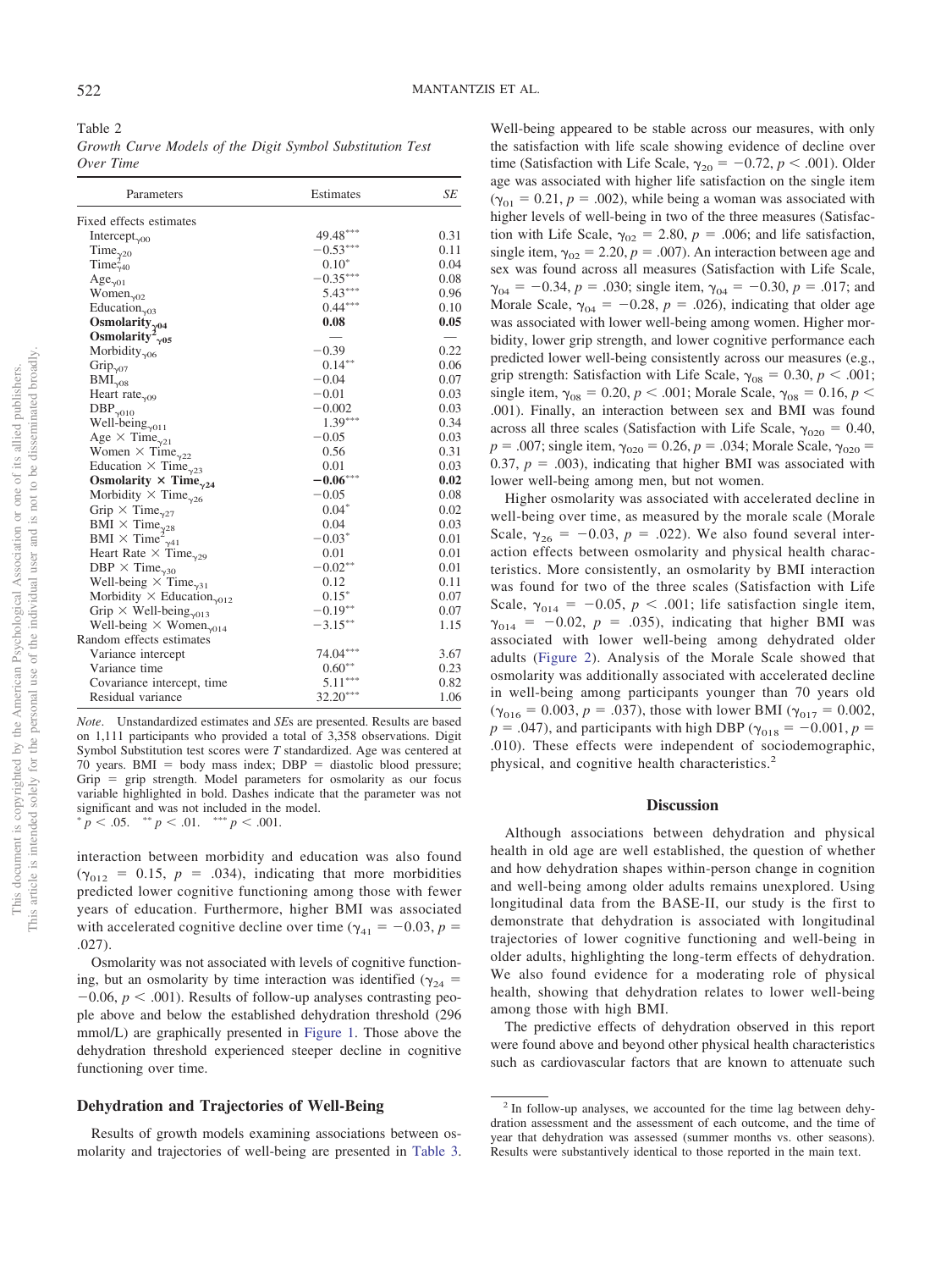Table 2
*Growth Curve Models of the Digit Symbol Substitution Test Over Time*

| Parameters | Estimates | *SE* |
|---|---|---|
| Fixed effects estimates | | |
| Intercept$_{\gamma 00}$ | 49.48*** | 0.31 |
| Time$_{\gamma 20}$ | −0.53*** | 0.11 |
| Time$^2_{\gamma 40}$ | 0.10* | 0.04 |
| Age$_{\gamma 01}$ | −0.35*** | 0.08 |
| Women$_{\gamma 02}$ | 5.43*** | 0.96 |
| Education$_{\gamma 03}$ | 0.44*** | 0.10 |
| **Osmolarity$_{\gamma 04}$** | **0.08** | **0.05** |
| **Osmolarity$^2_{\gamma 05}$** | — | — |
| Morbidity$_{\gamma 06}$ | −0.39 | 0.22 |
| Grip$_{\gamma 07}$ | 0.14** | 0.06 |
| BMI$_{\gamma 08}$ | −0.04 | 0.07 |
| Heart rate$_{\gamma 09}$ | −0.01 | 0.03 |
| DBP$_{\gamma 010}$ | −0.002 | 0.03 |
| Well-being$_{\gamma 011}$ | 1.39*** | 0.34 |
| Age × Time$_{\gamma 21}$ | −0.05 | 0.03 |
| Women × Time$_{\gamma 22}$ | 0.56 | 0.31 |
| Education × Time$_{\gamma 23}$ | 0.01 | 0.03 |
| **Osmolarity × Time$_{\gamma 24}$** | **−0.06*****| **0.02** |
| Morbidity × Time$_{\gamma 26}$ | −0.05 | 0.08 |
| Grip × Time$_{\gamma 27}$ | 0.04* | 0.02 |
| BMI × Time$_{\gamma 28}$ | 0.04 | 0.03 |
| BMI × Time$^2_{\gamma 41}$ | −0.03* | 0.01 |
| Heart Rate × Time$_{\gamma 29}$ | 0.01 | 0.01 |
| DBP × Time$_{\gamma 30}$ | −0.02** | 0.01 |
| Well-being × Time$_{\gamma 31}$ | 0.12 | 0.11 |
| Morbidity × Education$_{\gamma 012}$ | 0.15* | 0.07 |
| Grip × Well-being$_{\gamma 013}$ | −0.19** | 0.07 |
| Well-being × Women$_{\gamma 014}$ | −3.15** | 1.15 |
| Random effects estimates | | |
| Variance intercept | 74.04*** | 3.67 |
| Variance time | 0.60** | 0.23 |
| Covariance intercept, time | 5.11*** | 0.82 |
| Residual variance | 32.20*** | 1.06 |

*Note*. Unstandardized estimates and *SE*s are presented. Results are based on 1,111 participants who provided a total of 3,358 observations. Digit Symbol Substitution test scores were *T* standardized. Age was centered at 70 years. BMI = body mass index; DBP = diastolic blood pressure; Grip = grip strength. Model parameters for osmolarity as our focus variable highlighted in bold. Dashes indicate that the parameter was not significant and was not included in the model.
* $p < .05$. ** $p < .01$. *** $p < .001$.

interaction between morbidity and education was also found ($\gamma_{012} = 0.15$, $p = .034$), indicating that more morbidities predicted lower cognitive functioning among those with fewer years of education. Furthermore, higher BMI was associated with accelerated cognitive decline over time ($\gamma_{41} = -0.03$, $p = .027$).

Osmolarity was not associated with levels of cognitive functioning, but an osmolarity by time interaction was identified ($\gamma_{24} = -0.06$, $p < .001$). Results of follow-up analyses contrasting people above and below the established dehydration threshold (296 mmol/L) are graphically presented in Figure 1. Those above the dehydration threshold experienced steeper decline in cognitive functioning over time.

## Dehydration and Trajectories of Well-Being

Results of growth models examining associations between osmolarity and trajectories of well-being are presented in Table 3. Well-being appeared to be stable across our measures, with only the satisfaction with life scale showing evidence of decline over time (Satisfaction with Life Scale, $\gamma_{20} = -0.72$, $p < .001$). Older age was associated with higher life satisfaction on the single item ($\gamma_{01} = 0.21$, $p = .002$), while being a woman was associated with higher levels of well-being in two of the three measures (Satisfaction with Life Scale, $\gamma_{02} = 2.80$, $p = .006$; and life satisfaction, single item, $\gamma_{02} = 2.20$, $p = .007$). An interaction between age and sex was found across all measures (Satisfaction with Life Scale, $\gamma_{04} = -0.34$, $p = .030$; single item, $\gamma_{04} = -0.30$, $p = .017$; and Morale Scale, $\gamma_{04} = -0.28$, $p = .026$), indicating that older age was associated with lower well-being among women. Higher morbidity, lower grip strength, and lower cognitive performance each predicted lower well-being consistently across our measures (e.g., grip strength: Satisfaction with Life Scale, $\gamma_{08} = 0.30$, $p < .001$; single item, $\gamma_{08} = 0.20$, $p < .001$; Morale Scale, $\gamma_{08} = 0.16$, $p < .001$). Finally, an interaction between sex and BMI was found across all three scales (Satisfaction with Life Scale, $\gamma_{020} = 0.40$, $p = .007$; single item, $\gamma_{020} = 0.26$, $p = .034$; Morale Scale, $\gamma_{020} = 0.37$, $p = .003$), indicating that higher BMI was associated with lower well-being among men, but not women.

Higher osmolarity was associated with accelerated decline in well-being over time, as measured by the morale scale (Morale Scale, $\gamma_{26} = -0.03$, $p = .022$). We also found several interaction effects between osmolarity and physical health characteristics. More consistently, an osmolarity by BMI interaction was found for two of the three scales (Satisfaction with Life Scale, $\gamma_{014} = -0.05$, $p < .001$; life satisfaction single item, $\gamma_{014} = -0.02$, $p = .035$), indicating that higher BMI was associated with lower well-being among dehydrated older adults (Figure 2). Analysis of the Morale Scale showed that osmolarity was additionally associated with accelerated decline in well-being among participants younger than 70 years old ($\gamma_{016} = 0.003$, $p = .037$), those with lower BMI ($\gamma_{017} = 0.002$, $p = .047$), and participants with high DBP ($\gamma_{018} = -0.001$, $p = .010$). These effects were independent of sociodemographic, physical, and cognitive health characteristics.[2]

## Discussion

Although associations between dehydration and physical health in old age are well established, the question of whether and how dehydration shapes within-person change in cognition and well-being among older adults remains unexplored. Using longitudinal data from the BASE-II, our study is the first to demonstrate that dehydration is associated with longitudinal trajectories of lower cognitive functioning and well-being in older adults, highlighting the long-term effects of dehydration. We also found evidence for a moderating role of physical health, showing that dehydration relates to lower well-being among those with high BMI.

The predictive effects of dehydration observed in this report were found above and beyond other physical health characteristics such as cardiovascular factors that are known to attenuate such

[2] In follow-up analyses, we accounted for the time lag between dehydration assessment and the assessment of each outcome, and the time of year that dehydration was assessed (summer months vs. other seasons). Results were substantively identical to those reported in the main text.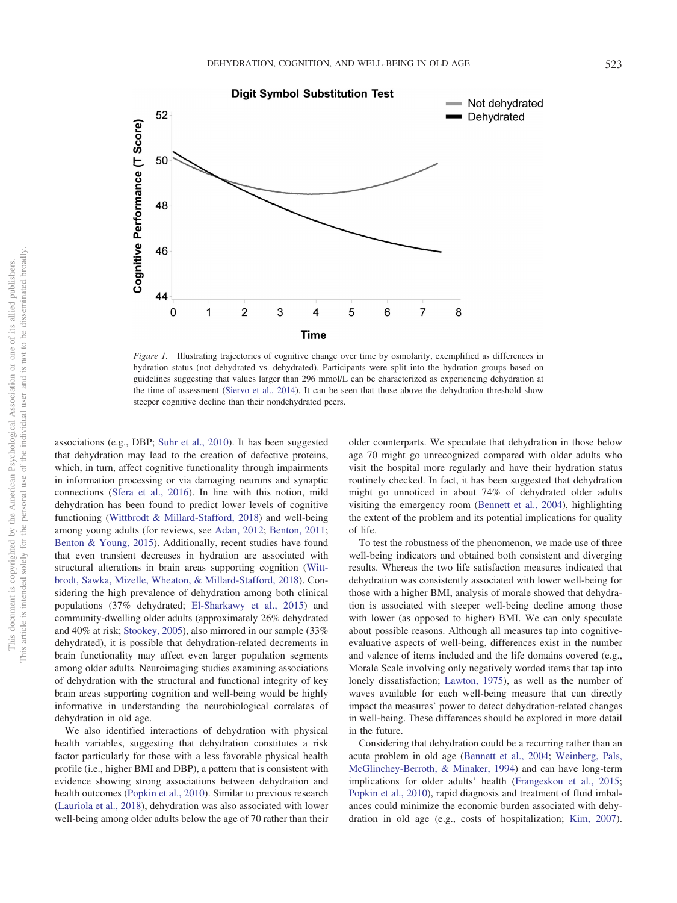*Figure 1.* Illustrating trajectories of cognitive change over time by osmolarity, exemplified as differences in hydration status (not dehydrated vs. dehydrated). Participants were split into the hydration groups based on guidelines suggesting that values larger than 296 mmol/L can be characterized as experiencing dehydration at the time of assessment (Siervo et al., 2014). It can be seen that those above the dehydration threshold show steeper cognitive decline than their nondehydrated peers.

associations (e.g., DBP; Suhr et al., 2010). It has been suggested that dehydration may lead to the creation of defective proteins, which, in turn, affect cognitive functionality through impairments in information processing or via damaging neurons and synaptic connections (Sfera et al., 2016). In line with this notion, mild dehydration has been found to predict lower levels of cognitive functioning (Wittbrodt & Millard-Stafford, 2018) and well-being among young adults (for reviews, see Adan, 2012; Benton, 2011; Benton & Young, 2015). Additionally, recent studies have found that even transient decreases in hydration are associated with structural alterations in brain areas supporting cognition (Wittbrodt, Sawka, Mizelle, Wheaton, & Millard-Stafford, 2018). Considering the high prevalence of dehydration among both clinical populations (37% dehydrated; El-Sharkawy et al., 2015) and community-dwelling older adults (approximately 26% dehydrated and 40% at risk; Stookey, 2005), also mirrored in our sample (33% dehydrated), it is possible that dehydration-related decrements in brain functionality may affect even larger population segments among older adults. Neuroimaging studies examining associations of dehydration with the structural and functional integrity of key brain areas supporting cognition and well-being would be highly informative in understanding the neurobiological correlates of dehydration in old age.

We also identified interactions of dehydration with physical health variables, suggesting that dehydration constitutes a risk factor particularly for those with a less favorable physical health profile (i.e., higher BMI and DBP), a pattern that is consistent with evidence showing strong associations between dehydration and health outcomes (Popkin et al., 2010). Similar to previous research (Lauriola et al., 2018), dehydration was also associated with lower well-being among older adults below the age of 70 rather than their older counterparts. We speculate that dehydration in those below age 70 might go unrecognized compared with older adults who visit the hospital more regularly and have their hydration status routinely checked. In fact, it has been suggested that dehydration might go unnoticed in about 74% of dehydrated older adults visiting the emergency room (Bennett et al., 2004), highlighting the extent of the problem and its potential implications for quality of life.

To test the robustness of the phenomenon, we made use of three well-being indicators and obtained both consistent and diverging results. Whereas the two life satisfaction measures indicated that dehydration was consistently associated with lower well-being for those with a higher BMI, analysis of morale showed that dehydration is associated with steeper well-being decline among those with lower (as opposed to higher) BMI. We can only speculate about possible reasons. Although all measures tap into cognitive-evaluative aspects of well-being, differences exist in the number and valence of items included and the life domains covered (e.g., Morale Scale involving only negatively worded items that tap into lonely dissatisfaction; Lawton, 1975), as well as the number of waves available for each well-being measure that can directly impact the measures' power to detect dehydration-related changes in well-being. These differences should be explored in more detail in the future.

Considering that dehydration could be a recurring rather than an acute problem in old age (Bennett et al., 2004; Weinberg, Pals, McGlinchey-Berroth, & Minaker, 1994) and can have long-term implications for older adults' health (Frangeskou et al., 2015; Popkin et al., 2010), rapid diagnosis and treatment of fluid imbalances could minimize the economic burden associated with dehydration in old age (e.g., costs of hospitalization; Kim, 2007).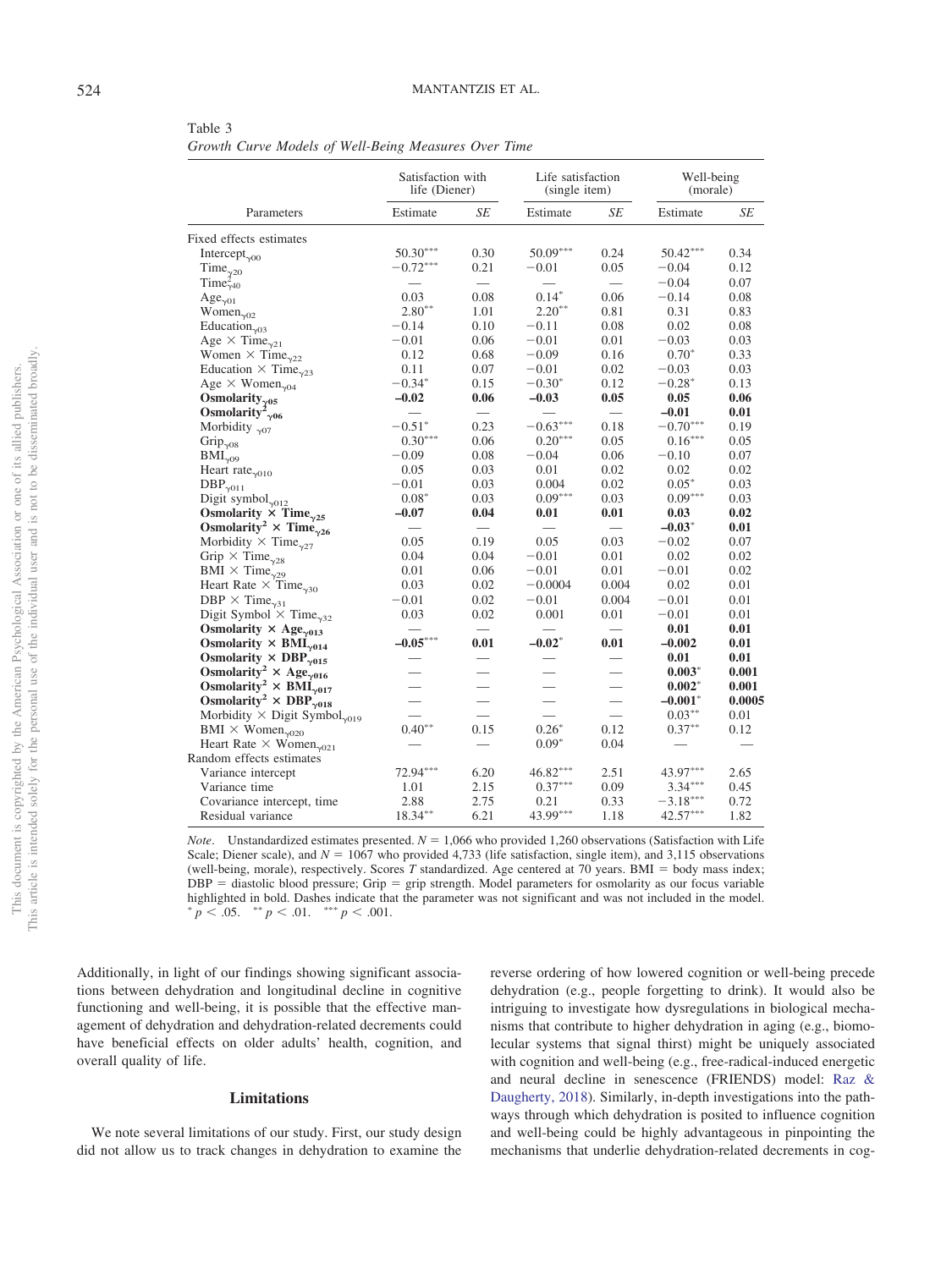Table 3
*Growth Curve Models of Well-Being Measures Over Time*

| Parameters | Satisfaction with life (Diener) | | Life satisfaction (single item) | | Well-being (morale) | |
|---|---|---|---|---|---|---|
| | Estimate | *SE* | Estimate | *SE* | Estimate | *SE* |
| Fixed effects estimates | | | | | | |
| Intercept$_{\gamma 00}$ | 50.30*** | 0.30 | 50.09*** | 0.24 | 50.42*** | 0.34 |
| Time$_{\gamma 20}$ | −0.72*** | 0.21 | −0.01 | 0.05 | −0.04 | 0.12 |
| Time$^2_{\gamma 40}$ | — | — | — | — | −0.04 | 0.07 |
| Age$_{\gamma 01}$ | 0.03 | 0.08 | 0.14* | 0.06 | −0.14 | 0.08 |
| Women$_{\gamma 02}$ | 2.80** | 1.01 | 2.20** | 0.81 | 0.31 | 0.83 |
| Education$_{\gamma 03}$ | −0.14 | 0.10 | −0.11 | 0.08 | 0.02 | 0.08 |
| Age × Time$_{\gamma 21}$ | −0.01 | 0.06 | −0.01 | 0.01 | −0.03 | 0.03 |
| Women × Time$_{\gamma 22}$ | 0.12 | 0.68 | −0.09 | 0.16 | 0.70* | 0.33 |
| Education × Time$_{\gamma 23}$ | 0.11 | 0.07 | −0.01 | 0.02 | −0.03 | 0.03 |
| Age × Women$_{\gamma 04}$ | −0.34* | 0.15 | −0.30* | 0.12 | −0.28* | 0.13 |
| **Osmolarity$_{\gamma 05}$** | **−0.02** | **0.06** | **−0.03** | **0.05** | **0.05** | **0.06** |
| **Osmolarity$^2_{\gamma 06}$** | — | — | — | — | **−0.01** | **0.01** |
| Morbidity $_{\gamma 07}$ | −0.51* | 0.23 | −0.63*** | 0.18 | −0.70*** | 0.19 |
| Grip$_{\gamma 08}$ | 0.30*** | 0.06 | 0.20*** | 0.05 | 0.16*** | 0.05 |
| BMI$_{\gamma 09}$ | −0.09 | 0.08 | −0.04 | 0.06 | −0.10 | 0.07 |
| Heart rate$_{\gamma 010}$ | 0.05 | 0.03 | 0.01 | 0.02 | 0.02 | 0.02 |
| DBP$_{\gamma 011}$ | −0.01 | 0.03 | 0.004 | 0.02 | 0.05* | 0.03 |
| Digit symbol$_{\gamma 012}$ | 0.08* | 0.03 | 0.09*** | 0.03 | 0.09*** | 0.03 |
| **Osmolarity × Time$_{\gamma 25}$** | **−0.07** | **0.04** | **0.01** | **0.01** | **0.03** | **0.02** |
| **Osmolarity$^2$ × Time$_{\gamma 26}$** | — | — | — | — | **−0.03*** | **0.01** |
| Morbidity × Time$_{\gamma 27}$ | 0.05 | 0.19 | 0.05 | 0.03 | −0.02 | 0.07 |
| Grip × Time$_{\gamma 28}$ | 0.04 | 0.04 | −0.01 | 0.01 | 0.02 | 0.02 |
| BMI × Time$_{\gamma 29}$ | 0.01 | 0.06 | −0.01 | 0.01 | −0.01 | 0.02 |
| Heart Rate × Time$_{\gamma 30}$ | 0.03 | 0.02 | −0.0004 | 0.004 | 0.02 | 0.01 |
| DBP × Time$_{\gamma 31}$ | −0.01 | 0.02 | −0.01 | 0.004 | −0.01 | 0.01 |
| Digit Symbol × Time$_{\gamma 32}$ | 0.03 | 0.02 | 0.001 | 0.01 | −0.01 | 0.01 |
| **Osmolarity × Age$_{\gamma 013}$** | — | — | — | — | **0.01** | **0.01** |
| **Osmolarity × BMI$_{\gamma 014}$** | **−0.05*** ** | **0.01** | **−0.02*** | **0.01** | **−0.002** | **0.01** |
| **Osmolarity × DBP$_{\gamma 015}$** | — | — | — | — | **0.01** | **0.01** |
| **Osmolarity$^2$ × Age$_{\gamma 016}$** | — | — | — | — | **0.003*** | **0.001** |
| **Osmolarity$^2$ × BMI$_{\gamma 017}$** | — | — | — | — | **0.002*** | **0.001** |
| **Osmolarity$^2$ × DBP$_{\gamma 018}$** | — | — | — | — | **−0.001*** | **0.0005** |
| Morbidity × Digit Symbol$_{\gamma 019}$ | — | — | — | — | 0.03** | 0.01 |
| BMI × Women$_{\gamma 020}$ | 0.40** | 0.15 | 0.26* | 0.12 | 0.37** | 0.12 |
| Heart Rate × Women$_{\gamma 021}$ | — | — | 0.09* | 0.04 | — | — |
| Random effects estimates | | | | | | |
| Variance intercept | 72.94*** | 6.20 | 46.82*** | 2.51 | 43.97*** | 2.65 |
| Variance time | 1.01 | 2.15 | 0.37*** | 0.09 | 3.34*** | 0.45 |
| Covariance intercept, time | 2.88 | 2.75 | 0.21 | 0.33 | −3.18*** | 0.72 |
| Residual variance | 18.34** | 6.21 | 43.99*** | 1.18 | 42.57*** | 1.82 |

*Note*. Unstandardized estimates presented. $N = 1{,}066$ who provided 1,260 observations (Satisfaction with Life Scale; Diener scale), and $N = 1067$ who provided 4,733 (life satisfaction, single item), and 3,115 observations (well-being, morale), respectively. Scores *T* standardized. Age centered at 70 years. BMI = body mass index; DBP = diastolic blood pressure; Grip = grip strength. Model parameters for osmolarity as our focus variable highlighted in bold. Dashes indicate that the parameter was not significant and was not included in the model.
* $p < .05$. ** $p < .01$. *** $p < .001$.

Additionally, in light of our findings showing significant associations between dehydration and longitudinal decline in cognitive functioning and well-being, it is possible that the effective management of dehydration and dehydration-related decrements could have beneficial effects on older adults' health, cognition, and overall quality of life.

## Limitations

We note several limitations of our study. First, our study design did not allow us to track changes in dehydration to examine the reverse ordering of how lowered cognition or well-being precede dehydration (e.g., people forgetting to drink). It would also be intriguing to investigate how dysregulations in biological mechanisms that contribute to higher dehydration in aging (e.g., biomolecular systems that signal thirst) might be uniquely associated with cognition and well-being (e.g., free-radical-induced energetic and neural decline in senescence (FRIENDS) model: Raz & Daugherty, 2018). Similarly, in-depth investigations into the pathways through which dehydration is posited to influence cognition and well-being could be highly advantageous in pinpointing the mechanisms that underlie dehydration-related decrements in cog-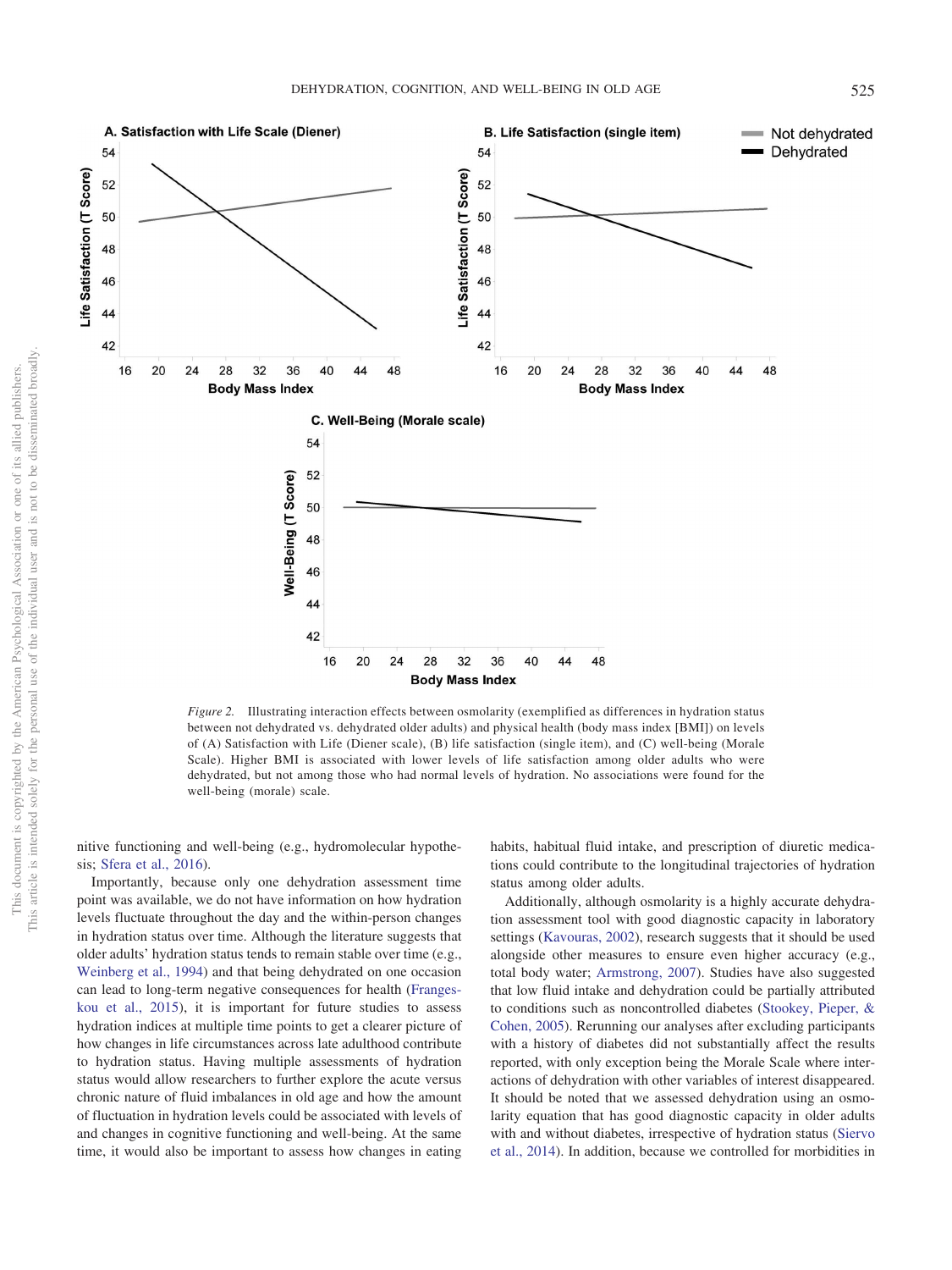*Figure 2.* Illustrating interaction effects between osmolarity (exemplified as differences in hydration status between not dehydrated vs. dehydrated older adults) and physical health (body mass index [BMI]) on levels of (A) Satisfaction with Life (Diener scale), (B) life satisfaction (single item), and (C) well-being (Morale Scale). Higher BMI is associated with lower levels of life satisfaction among older adults who were dehydrated, but not among those who had normal levels of hydration. No associations were found for the well-being (morale) scale.

nitive functioning and well-being (e.g., hydromolecular hypothesis; Sfera et al., 2016).

Importantly, because only one dehydration assessment time point was available, we do not have information on how hydration levels fluctuate throughout the day and the within-person changes in hydration status over time. Although the literature suggests that older adults' hydration status tends to remain stable over time (e.g., Weinberg et al., 1994) and that being dehydrated on one occasion can lead to long-term negative consequences for health (Frangeskou et al., 2015), it is important for future studies to assess hydration indices at multiple time points to get a clearer picture of how changes in life circumstances across late adulthood contribute to hydration status. Having multiple assessments of hydration status would allow researchers to further explore the acute versus chronic nature of fluid imbalances in old age and how the amount of fluctuation in hydration levels could be associated with levels of and changes in cognitive functioning and well-being. At the same time, it would also be important to assess how changes in eating habits, habitual fluid intake, and prescription of diuretic medications could contribute to the longitudinal trajectories of hydration status among older adults.

Additionally, although osmolarity is a highly accurate dehydration assessment tool with good diagnostic capacity in laboratory settings (Kavouras, 2002), research suggests that it should be used alongside other measures to ensure even higher accuracy (e.g., total body water; Armstrong, 2007). Studies have also suggested that low fluid intake and dehydration could be partially attributed to conditions such as noncontrolled diabetes (Stookey, Pieper, & Cohen, 2005). Rerunning our analyses after excluding participants with a history of diabetes did not substantially affect the results reported, with only exception being the Morale Scale where interactions of dehydration with other variables of interest disappeared. It should be noted that we assessed dehydration using an osmolarity equation that has good diagnostic capacity in older adults with and without diabetes, irrespective of hydration status (Siervo et al., 2014). In addition, because we controlled for morbidities in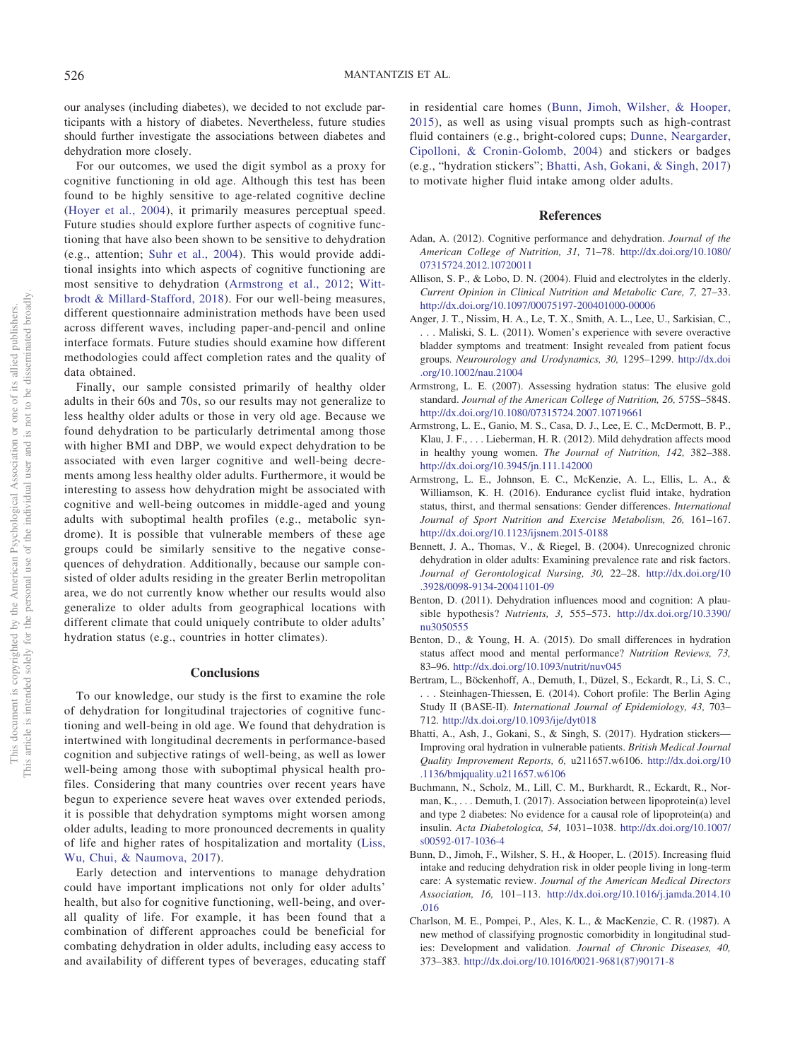our analyses (including diabetes), we decided to not exclude participants with a history of diabetes. Nevertheless, future studies should further investigate the associations between diabetes and dehydration more closely.

For our outcomes, we used the digit symbol as a proxy for cognitive functioning in old age. Although this test has been found to be highly sensitive to age-related cognitive decline (Hoyer et al., 2004), it primarily measures perceptual speed. Future studies should explore further aspects of cognitive functioning that have also been shown to be sensitive to dehydration (e.g., attention; Suhr et al., 2004). This would provide additional insights into which aspects of cognitive functioning are most sensitive to dehydration (Armstrong et al., 2012; Wittbrodt & Millard-Stafford, 2018). For our well-being measures, different questionnaire administration methods have been used across different waves, including paper-and-pencil and online interface formats. Future studies should examine how different methodologies could affect completion rates and the quality of data obtained.

Finally, our sample consisted primarily of healthy older adults in their 60s and 70s, so our results may not generalize to less healthy older adults or those in very old age. Because we found dehydration to be particularly detrimental among those with higher BMI and DBP, we would expect dehydration to be associated with even larger cognitive and well-being decrements among less healthy older adults. Furthermore, it would be interesting to assess how dehydration might be associated with cognitive and well-being outcomes in middle-aged and young adults with suboptimal health profiles (e.g., metabolic syndrome). It is possible that vulnerable members of these age groups could be similarly sensitive to the negative consequences of dehydration. Additionally, because our sample consisted of older adults residing in the greater Berlin metropolitan area, we do not currently know whether our results would also generalize to older adults from geographical locations with different climate that could uniquely contribute to older adults' hydration status (e.g., countries in hotter climates).

## Conclusions

To our knowledge, our study is the first to examine the role of dehydration for longitudinal trajectories of cognitive functioning and well-being in old age. We found that dehydration is intertwined with longitudinal decrements in performance-based cognition and subjective ratings of well-being, as well as lower well-being among those with suboptimal physical health profiles. Considering that many countries over recent years have begun to experience severe heat waves over extended periods, it is possible that dehydration symptoms might worsen among older adults, leading to more pronounced decrements in quality of life and higher rates of hospitalization and mortality (Liss, Wu, Chui, & Naumova, 2017).

Early detection and interventions to manage dehydration could have important implications not only for older adults' health, but also for cognitive functioning, well-being, and overall quality of life. For example, it has been found that a combination of different approaches could be beneficial for combating dehydration in older adults, including easy access to and availability of different types of beverages, educating staff in residential care homes (Bunn, Jimoh, Wilsher, & Hooper, 2015), as well as using visual prompts such as high-contrast fluid containers (e.g., bright-colored cups; Dunne, Neargarder, Cipolloni, & Cronin-Golomb, 2004) and stickers or badges (e.g., "hydration stickers"; Bhatti, Ash, Gokani, & Singh, 2017) to motivate higher fluid intake among older adults.

## References

Adan, A. (2012). Cognitive performance and dehydration. *Journal of the American College of Nutrition, 31,* 71–78. http://dx.doi.org/10.1080/07315724.2012.10720011

Allison, S. P., & Lobo, D. N. (2004). Fluid and electrolytes in the elderly. *Current Opinion in Clinical Nutrition and Metabolic Care, 7,* 27–33. http://dx.doi.org/10.1097/00075197-200401000-00006

Anger, J. T., Nissim, H. A., Le, T. X., Smith, A. L., Lee, U., Sarkisian, C., . . . Maliski, S. L. (2011). Women's experience with severe overactive bladder symptoms and treatment: Insight revealed from patient focus groups. *Neurourology and Urodynamics, 30,* 1295–1299. http://dx.doi.org/10.1002/nau.21004

Armstrong, L. E. (2007). Assessing hydration status: The elusive gold standard. *Journal of the American College of Nutrition, 26,* 575S–584S. http://dx.doi.org/10.1080/07315724.2007.10719661

Armstrong, L. E., Ganio, M. S., Casa, D. J., Lee, E. C., McDermott, B. P., Klau, J. F., . . . Lieberman, H. R. (2012). Mild dehydration affects mood in healthy young women. *The Journal of Nutrition, 142,* 382–388. http://dx.doi.org/10.3945/jn.111.142000

Armstrong, L. E., Johnson, E. C., McKenzie, A. L., Ellis, L. A., & Williamson, K. H. (2016). Endurance cyclist fluid intake, hydration status, thirst, and thermal sensations: Gender differences. *International Journal of Sport Nutrition and Exercise Metabolism, 26,* 161–167. http://dx.doi.org/10.1123/ijsnem.2015-0188

Bennett, J. A., Thomas, V., & Riegel, B. (2004). Unrecognized chronic dehydration in older adults: Examining prevalence rate and risk factors. *Journal of Gerontological Nursing, 30,* 22–28. http://dx.doi.org/10.3928/0098-9134-20041101-09

Benton, D. (2011). Dehydration influences mood and cognition: A plausible hypothesis? *Nutrients, 3,* 555–573. http://dx.doi.org/10.3390/nu3050555

Benton, D., & Young, H. A. (2015). Do small differences in hydration status affect mood and mental performance? *Nutrition Reviews, 73,* 83–96. http://dx.doi.org/10.1093/nutrit/nuv045

Bertram, L., Böckenhoff, A., Demuth, I., Düzel, S., Eckardt, R., Li, S. C., . . . Steinhagen-Thiessen, E. (2014). Cohort profile: The Berlin Aging Study II (BASE-II). *International Journal of Epidemiology, 43,* 703–712. http://dx.doi.org/10.1093/ije/dyt018

Bhatti, A., Ash, J., Gokani, S., & Singh, S. (2017). Hydration stickers—Improving oral hydration in vulnerable patients. *British Medical Journal Quality Improvement Reports, 6,* u211657.w6106. http://dx.doi.org/10.1136/bmjquality.u211657.w6106

Buchmann, N., Scholz, M., Lill, C. M., Burkhardt, R., Eckardt, R., Norman, K., . . . Demuth, I. (2017). Association between lipoprotein(a) level and type 2 diabetes: No evidence for a causal role of lipoprotein(a) and insulin. *Acta Diabetologica, 54,* 1031–1038. http://dx.doi.org/10.1007/s00592-017-1036-4

Bunn, D., Jimoh, F., Wilsher, S. H., & Hooper, L. (2015). Increasing fluid intake and reducing dehydration risk in older people living in long-term care: A systematic review. *Journal of the American Medical Directors Association, 16,* 101–113. http://dx.doi.org/10.1016/j.jamda.2014.10.016

Charlson, M. E., Pompei, P., Ales, K. L., & MacKenzie, C. R. (1987). A new method of classifying prognostic comorbidity in longitudinal studies: Development and validation. *Journal of Chronic Diseases, 40,* 373–383. http://dx.doi.org/10.1016/0021-9681(87)90171-8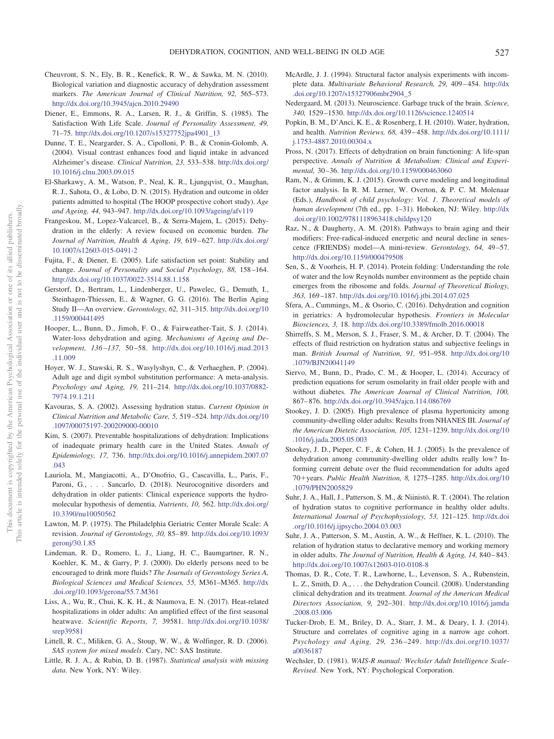Cheuvront, S. N., Ely, B. R., Kenefick, R. W., & Sawka, M. N. (2010). Biological variation and diagnostic accuracy of dehydration assessment markers. *The American Journal of Clinical Nutrition, 92,* 565–573. http://dx.doi.org/10.3945/ajcn.2010.29490

Diener, E., Emmons, R. A., Larsen, R. J., & Griffin, S. (1985). The Satisfaction With Life Scale. *Journal of Personality Assessment, 49,* 71–75. http://dx.doi.org/10.1207/s15327752jpa4901_13

Dunne, T. E., Neargarder, S. A., Cipolloni, P. B., & Cronin-Golomb, A. (2004). Visual contrast enhances food and liquid intake in advanced Alzheimer's disease. *Clinical Nutrition, 23,* 533–538. http://dx.doi.org/10.1016/j.clnu.2003.09.015

El-Sharkawy, A. M., Watson, P., Neal, K. R., Ljungqvist, O., Maughan, R. J., Sahota, O., & Lobo, D. N. (2015). Hydration and outcome in older patients admitted to hospital (The HOOP prospective cohort study). *Age and Ageing, 44,* 943–947. http://dx.doi.org/10.1093/ageing/afv119

Frangeskou, M., Lopez-Valcarcel, B., & Serra-Majem, L. (2015). Dehydration in the elderly: A review focused on economic burden. *The Journal of Nutrition, Health & Aging, 19,* 619–627. http://dx.doi.org/10.1007/s12603-015-0491-2

Fujita, F., & Diener, E. (2005). Life satisfaction set point: Stability and change. *Journal of Personality and Social Psychology, 88,* 158–164. http://dx.doi.org/10.1037/0022-3514.88.1.158

Gerstorf, D., Bertram, L., Lindenberger, U., Pawelec, G., Demuth, I., Steinhagen-Thiessen, E., & Wagner, G. G. (2016). The Berlin Aging Study II—An overview. *Gerontology, 62,* 311–315. http://dx.doi.org/10.1159/000441495

Hooper, L., Bunn, D., Jimoh, F. O., & Fairweather-Tait, S. J. (2014). Water-loss dehydration and aging. *Mechanisms of Ageing and Development, 136–137,* 50–58. http://dx.doi.org/10.1016/j.mad.2013.11.009

Hoyer, W. J., Stawski, R. S., Wasylyshyn, C., & Verhaeghen, P. (2004). Adult age and digit symbol substitution performance: A meta-analysis. *Psychology and Aging, 19,* 211–214. http://dx.doi.org/10.1037/0882-7974.19.1.211

Kavouras, S. A. (2002). Assessing hydration status. *Current Opinion in Clinical Nutrition and Metabolic Care, 5,* 519–524. http://dx.doi.org/10.1097/00075197-200209000-00010

Kim, S. (2007). Preventable hospitalizations of dehydration: Implications of inadequate primary health care in the United States. *Annals of Epidemiology, 17,* 736. http://dx.doi.org/10.1016/j.annepidem.2007.07.043

Lauriola, M., Mangiacotti, A., D'Onofrio, G., Cascavilla, L., Paris, F., Paroni, G., . . . Sancarlo, D. (2018). Neurocognitive disorders and dehydration in older patients: Clinical experience supports the hydromolecular hypothesis of dementia. *Nutrients, 10,* 562. http://dx.doi.org/10.3390/nu10050562

Lawton, M. P. (1975). The Philadelphia Geriatric Center Morale Scale: A revision. *Journal of Gerontology, 30,* 85–89. http://dx.doi.org/10.1093/geronj/30.1.85

Lindeman, R. D., Romero, L. J., Liang, H. C., Baumgartner, R. N., Koehler, K. M., & Garry, P. J. (2000). Do elderly persons need to be encouraged to drink more fluids? *The Journals of Gerontology Series A, Biological Sciences and Medical Sciences, 55,* M361–M365. http://dx.doi.org/10.1093/gerona/55.7.M361

Liss, A., Wu, R., Chui, K. K. H., & Naumova, E. N. (2017). Heat-related hospitalizations in older adults: An amplified effect of the first seasonal heatwave. *Scientific Reports, 7,* 39581. http://dx.doi.org/10.1038/srep39581

Littell, R. C., Miliken, G. A., Stoup, W. W., & Wolfinger, R. D. (2006). *SAS system for mixed models*. Cary, NC: SAS Institute.

Little, R. J. A., & Rubin, D. B. (1987). *Statistical analysis with missing data*. New York, NY: Wiley.

McArdle, J. J. (1994). Structural factor analysis experiments with incomplete data. *Multivariate Behavioral Research, 29,* 409–454. http://dx.doi.org/10.1207/s15327906mbr2904_5

Nedergaard, M. (2013). Neuroscience. Garbage truck of the brain. *Science, 340,* 1529–1530. http://dx.doi.org/10.1126/science.1240514

Popkin, B. M., D'Anci, K. E., & Rosenberg, I. H. (2010). Water, hydration, and health. *Nutrition Reviews, 68,* 439–458. http://dx.doi.org/10.1111/j.1753-4887.2010.00304.x

Pross, N. (2017). Effects of dehydration on brain functioning: A life-span perspective. *Annals of Nutrition & Metabolism: Clinical and Experimental,* 30–36. http://dx.doi.org/10.1159/000463060

Ram, N., & Grimm, K. J. (2015). Growth curve modeling and longitudinal factor analysis. In R. M. Lerner, W. Overton, & P. C. M. Molenaar (Eds.), *Handbook of child psychology: Vol. 1. Theoretical models of human development* (7th ed., pp. 1–31). Hoboken, NJ: Wiley. http://dx.doi.org/10.1002/9781118963418.childpsy120

Raz, N., & Daugherty, A. M. (2018). Pathways to brain aging and their modifiers: Free-radical-induced energetic and neural decline in senescence (FRIENDS) model—A mini-review. *Gerontology, 64,* 49–57. http://dx.doi.org/10.1159/000479508

Sen, S., & Voorheis, H. P. (2014). Protein folding: Understanding the role of water and the low Reynolds number environment as the peptide chain emerges from the ribosome and folds. *Journal of Theoretical Biology, 363,* 169–187. http://dx.doi.org/10.1016/j.jtbi.2014.07.025

Sfera, A., Cummings, M., & Osorio, C. (2016). Dehydration and cognition in geriatrics: A hydromolecular hypothesis. *Frontiers in Molecular Biosciences, 3,* 18. http://dx.doi.org/10.3389/fmolb.2016.00018

Shirreffs, S. M., Merson, S. J., Fraser, S. M., & Archer, D. T. (2004). The effects of fluid restriction on hydration status and subjective feelings in man. *British Journal of Nutrition, 91,* 951–958. http://dx.doi.org/10.1079/BJN20041149

Siervo, M., Bunn, D., Prado, C. M., & Hooper, L. (2014). Accuracy of prediction equations for serum osmolarity in frail older people with and without diabetes. *The American Journal of Clinical Nutrition, 100,* 867–876. http://dx.doi.org/10.3945/ajcn.114.086769

Stookey, J. D. (2005). High prevalence of plasma hypertonicity among community-dwelling older adults: Results from NHANES III. *Journal of the American Dietetic Association, 105,* 1231–1239. http://dx.doi.org/10.1016/j.jada.2005.05.003

Stookey, J. D., Pieper, C. F., & Cohen, H. J. (2005). Is the prevalence of dehydration among community-dwelling older adults really low? Informing current debate over the fluid recommendation for adults aged 70+years. *Public Health Nutrition, 8,* 1275–1285. http://dx.doi.org/10.1079/PHN2005829

Suhr, J. A., Hall, J., Patterson, S. M., & Niinistö, R. T. (2004). The relation of hydration status to cognitive performance in healthy older adults. *International Journal of Psychophysiology, 53,* 121–125. http://dx.doi.org/10.1016/j.ijpsycho.2004.03.003

Suhr, J. A., Patterson, S. M., Austin, A. W., & Heffner, K. L. (2010). The relation of hydration status to declarative memory and working memory in older adults. *The Journal of Nutrition, Health & Aging, 14,* 840–843. http://dx.doi.org/10.1007/s12603-010-0108-8

Thomas, D. R., Cote, T. R., Lawhorne, L., Levenson, S. A., Rubenstein, L. Z., Smith, D. A., . . . the Dehydration Council. (2008). Understanding clinical dehydration and its treatment. *Journal of the American Medical Directors Association, 9,* 292–301. http://dx.doi.org/10.1016/j.jamda.2008.03.006

Tucker-Drob, E. M., Briley, D. A., Starr, J. M., & Deary, I. J. (2014). Structure and correlates of cognitive aging in a narrow age cohort. *Psychology and Aging, 29,* 236–249. http://dx.doi.org/10.1037/a0036187

Wechsler, D. (1981). *WAIS-R manual: Wechsler Adult Intelligence Scale-Revised*. New York, NY: Psychological Corporation.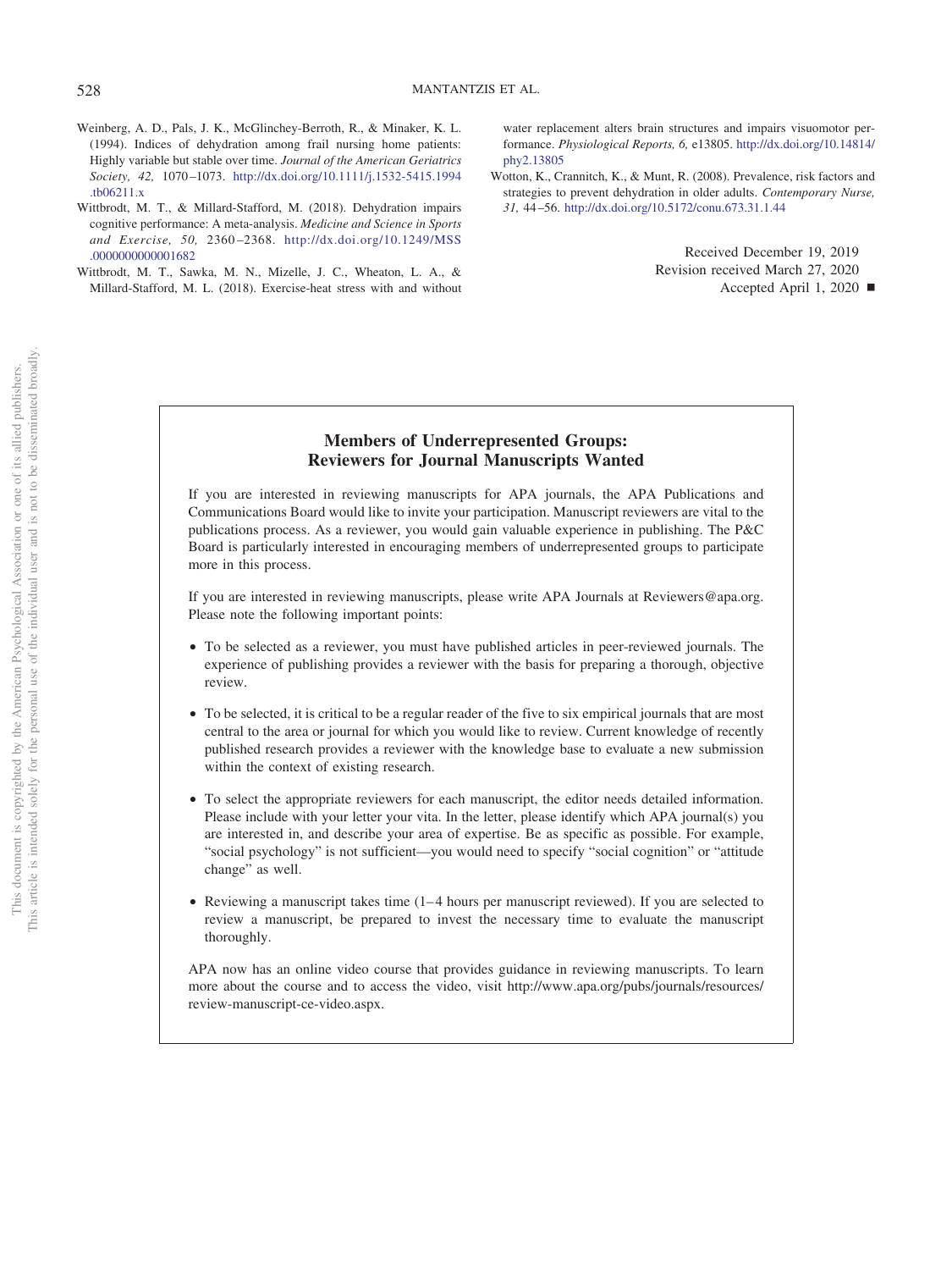Weinberg, A. D., Pals, J. K., McGlinchey-Berroth, R., & Minaker, K. L. (1994). Indices of dehydration among frail nursing home patients: Highly variable but stable over time. *Journal of the American Geriatrics Society, 42,* 1070–1073. http://dx.doi.org/10.1111/j.1532-5415.1994.tb06211.x

Wittbrodt, M. T., & Millard-Stafford, M. (2018). Dehydration impairs cognitive performance: A meta-analysis. *Medicine and Science in Sports and Exercise, 50,* 2360–2368. http://dx.doi.org/10.1249/MSS.0000000000001682

Wittbrodt, M. T., Sawka, M. N., Mizelle, J. C., Wheaton, L. A., & Millard-Stafford, M. L. (2018). Exercise-heat stress with and without water replacement alters brain structures and impairs visuomotor performance. *Physiological Reports, 6,* e13805. http://dx.doi.org/10.14814/phy2.13805

Wotton, K., Crannitch, K., & Munt, R. (2008). Prevalence, risk factors and strategies to prevent dehydration in older adults. *Contemporary Nurse, 31,* 44–56. http://dx.doi.org/10.5172/conu.673.31.1.44

Received December 19, 2019
Revision received March 27, 2020
Accepted April 1, 2020 ■

## Members of Underrepresented Groups: Reviewers for Journal Manuscripts Wanted

If you are interested in reviewing manuscripts for APA journals, the APA Publications and Communications Board would like to invite your participation. Manuscript reviewers are vital to the publications process. As a reviewer, you would gain valuable experience in publishing. The P&C Board is particularly interested in encouraging members of underrepresented groups to participate more in this process.

If you are interested in reviewing manuscripts, please write APA Journals at Reviewers@apa.org. Please note the following important points:

- To be selected as a reviewer, you must have published articles in peer-reviewed journals. The experience of publishing provides a reviewer with the basis for preparing a thorough, objective review.
- To be selected, it is critical to be a regular reader of the five to six empirical journals that are most central to the area or journal for which you would like to review. Current knowledge of recently published research provides a reviewer with the knowledge base to evaluate a new submission within the context of existing research.
- To select the appropriate reviewers for each manuscript, the editor needs detailed information. Please include with your letter your vita. In the letter, please identify which APA journal(s) you are interested in, and describe your area of expertise. Be as specific as possible. For example, "social psychology" is not sufficient—you would need to specify "social cognition" or "attitude change" as well.
- Reviewing a manuscript takes time (1–4 hours per manuscript reviewed). If you are selected to review a manuscript, be prepared to invest the necessary time to evaluate the manuscript thoroughly.

APA now has an online video course that provides guidance in reviewing manuscripts. To learn more about the course and to access the video, visit http://www.apa.org/pubs/journals/resources/review-manuscript-ce-video.aspx.